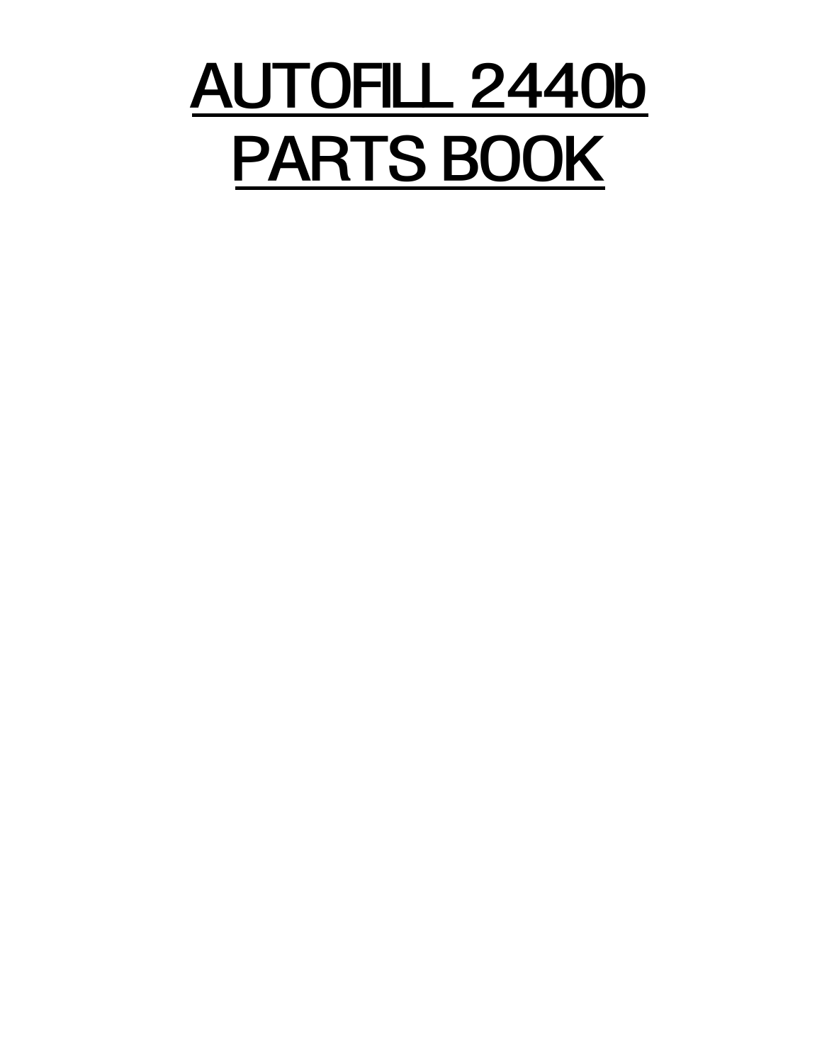# AUTOFILL 2440b PARTS BOOK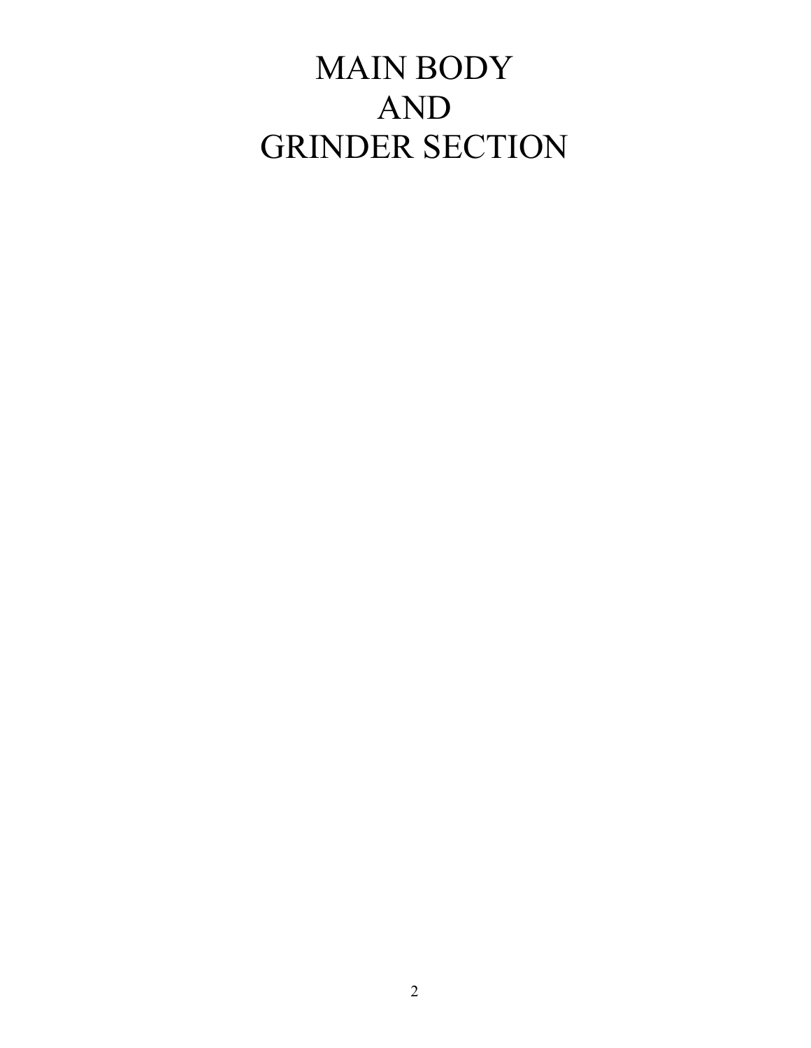# MAIN BODY AND GRINDER SECTION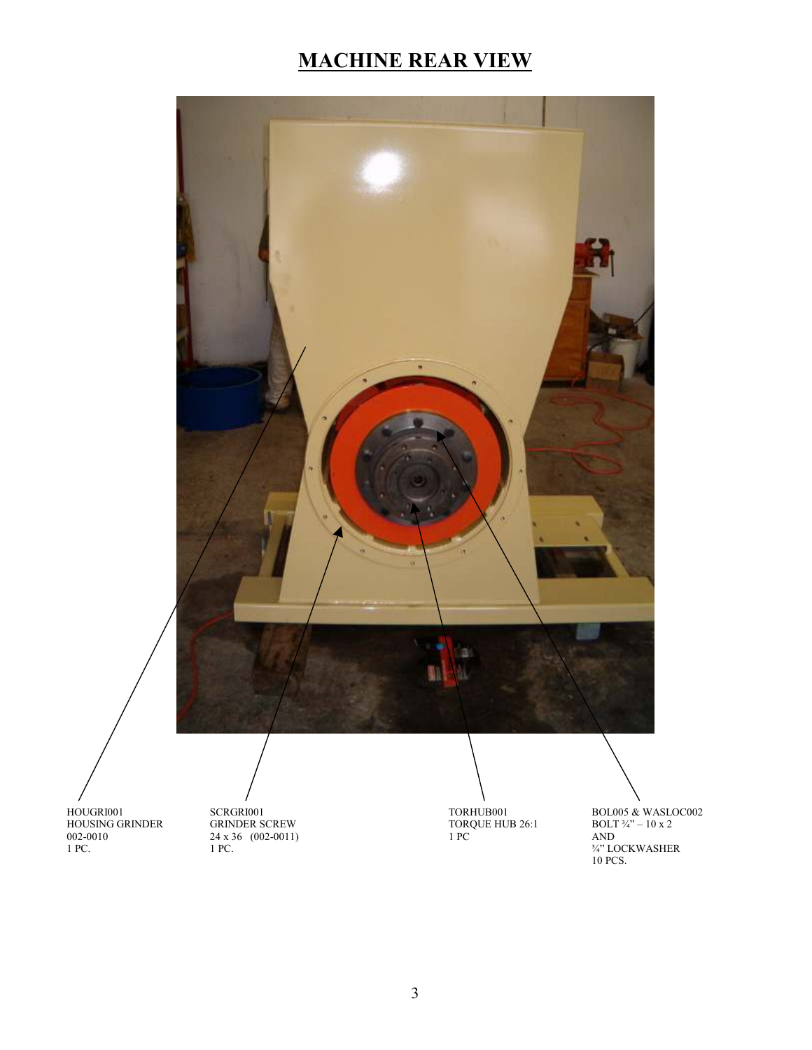# MACHINE REAR VIEW

HOUGRI001
HOUSING GRINDER
002-0010
1 PC.

SCRGRI001
GRINDER SCREW
24 x 36 (002-0011)
1 PC.

TORHUB001
TORQUE HUB 26:1
1 PC

BOL005 & WASLOC002
BOLT ¾" – 10 x 2
AND
¾" LOCKWASHER
10 PCS.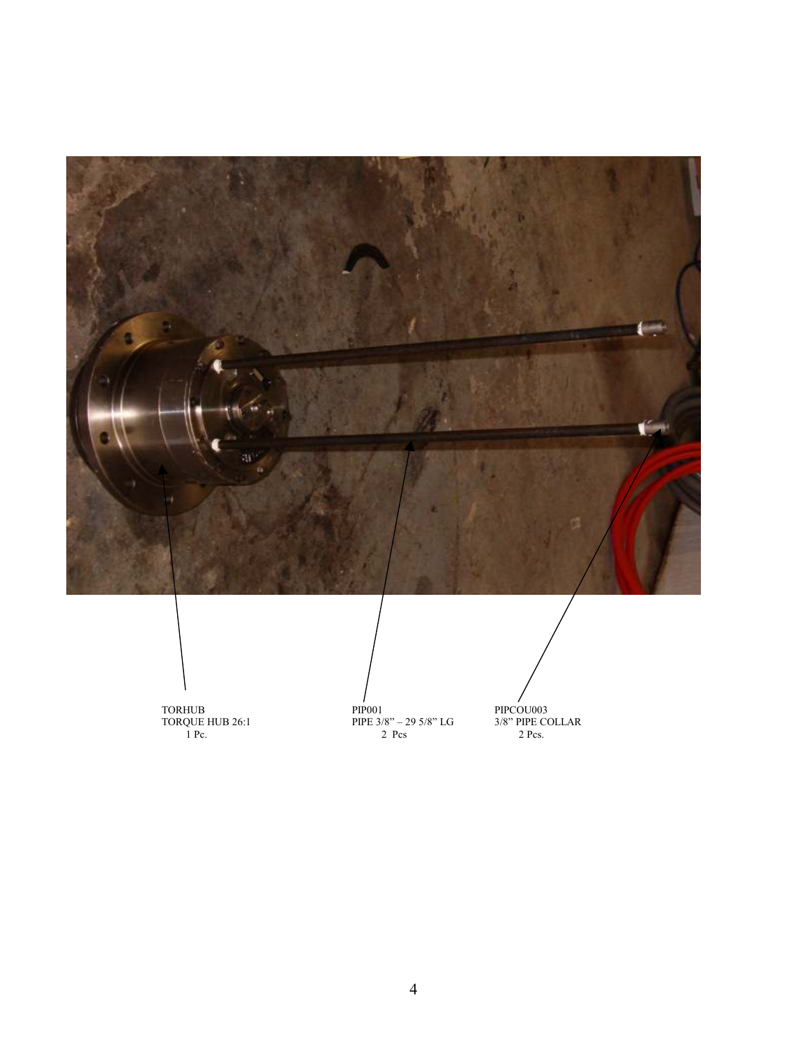TORHUB
TORQUE HUB 26:1
1 Pc.

PIP001
PIPE 3/8" – 29 5/8" LG
2 Pcs

PIPCOU003
3/8" PIPE COLLAR
2 Pcs.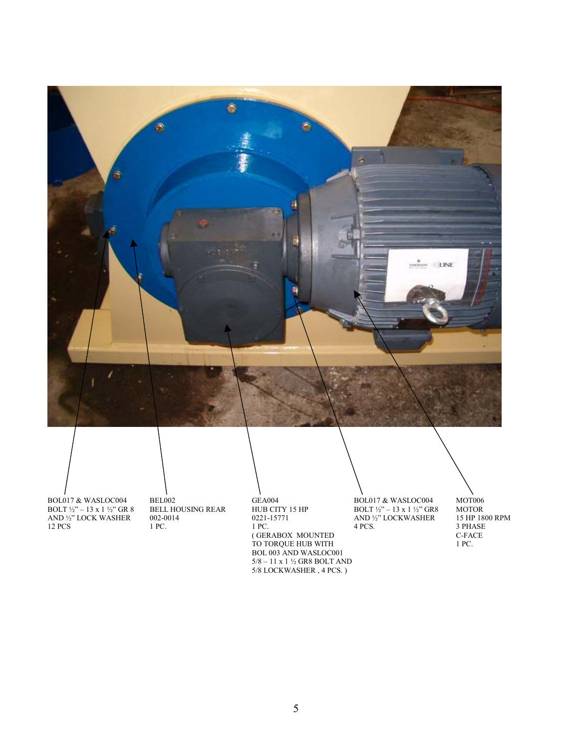BOL017 & WASLOC004
BOLT ½" – 13 x 1 ½" GR 8
AND ½" LOCK WASHER
12 PCS

BEL002
BELL HOUSING REAR
002-0014
1 PC.

GEA004
HUB CITY 15 HP
0221-15771
1 PC.
( GERABOX MOUNTED
TO TORQUE HUB WITH
BOL 003 AND WASLOC001
5/8 – 11 x 1 ½ GR8 BOLT AND
5/8 LOCKWASHER , 4 PCS. )

BOL017 & WASLOC004
BOLT ½" – 13 x 1 ½" GR8
AND ½" LOCKWASHER
4 PCS.

MOT006
MOTOR
15 HP 1800 RPM
3 PHASE
C-FACE
1 PC.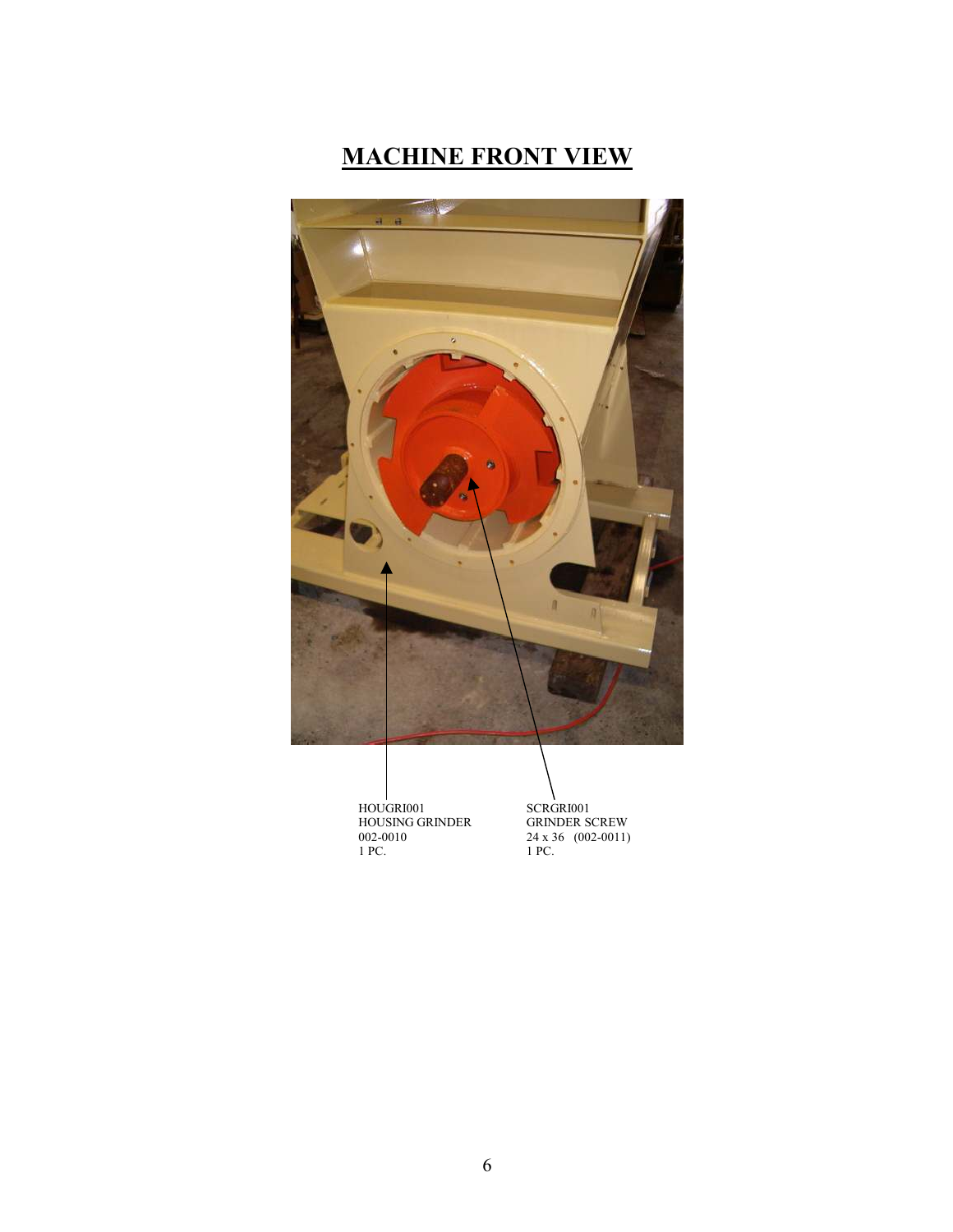# MACHINE FRONT VIEW

HOUGRI001
HOUSING GRINDER
002-0010
1 PC.

SCRGRI001
GRINDER SCREW
24 x 36 (002-0011)
1 PC.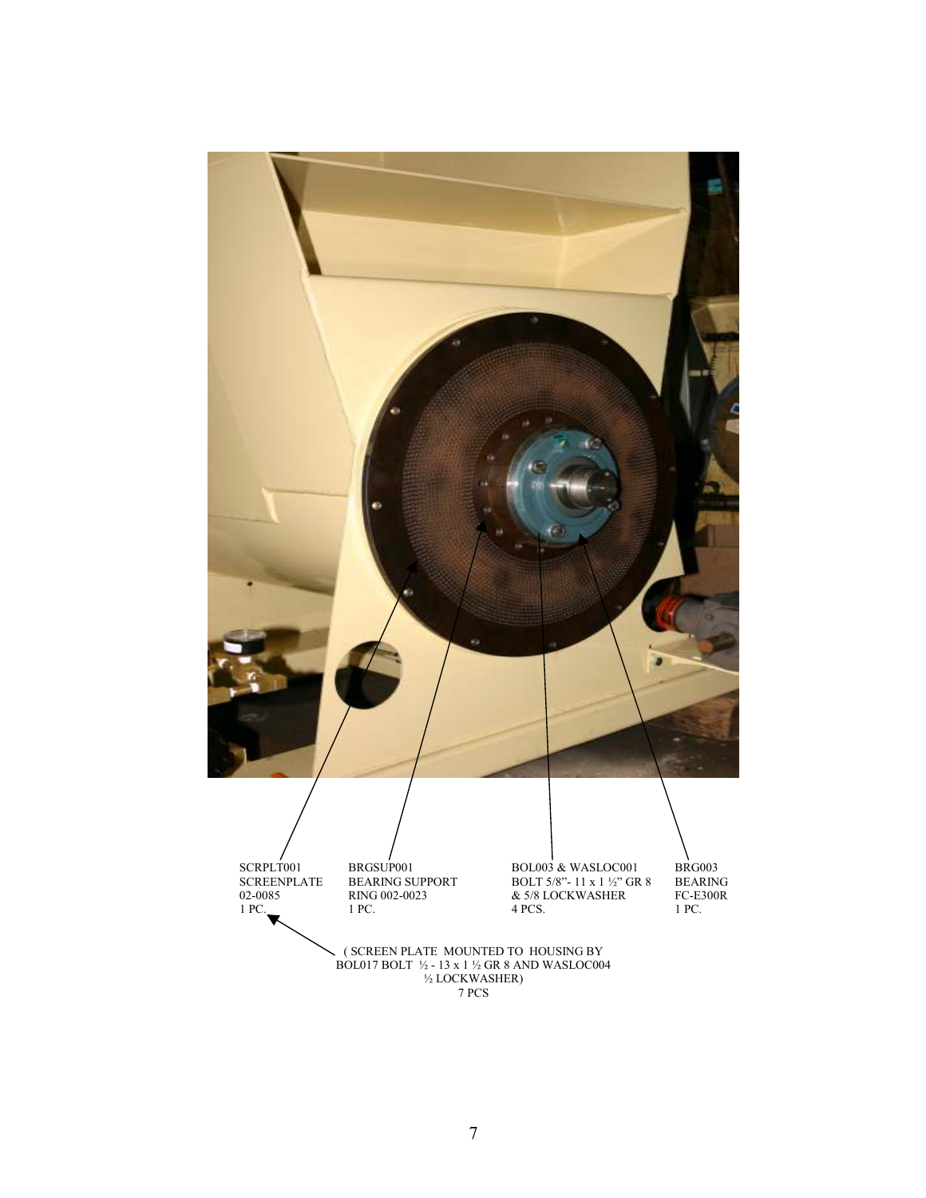SCRPLT001
SCREENPLATE
02-0085
1 PC.

BRGSUP001
BEARING SUPPORT
RING 002-0023
1 PC.

BOL003 & WASLOC001
BOLT 5/8”- 11 x 1 ½” GR 8
& 5/8 LOCKWASHER
4 PCS.

BRG003
BEARING
FC-E300R
1 PC.

( SCREEN PLATE MOUNTED TO HOUSING BY
BOL017 BOLT ½ - 13 x 1 ½ GR 8 AND WASLOC004
½ LOCKWASHER)
7 PCS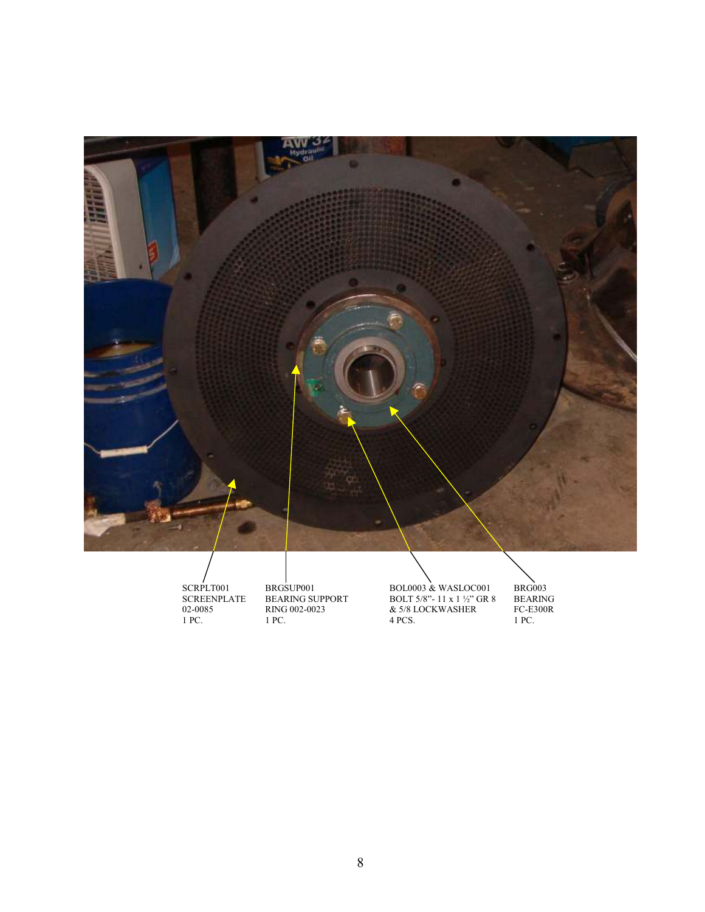SCRPLT001
SCREENPLATE
02-0085
1 PC.

BRGSUP001
BEARING SUPPORT
RING 002-0023
1 PC.

BOL0003 & WASLOC001
BOLT 5/8"- 11 x 1 ½" GR 8
& 5/8 LOCKWASHER
4 PCS.

BRG003
BEARING
FC-E300R
1 PC.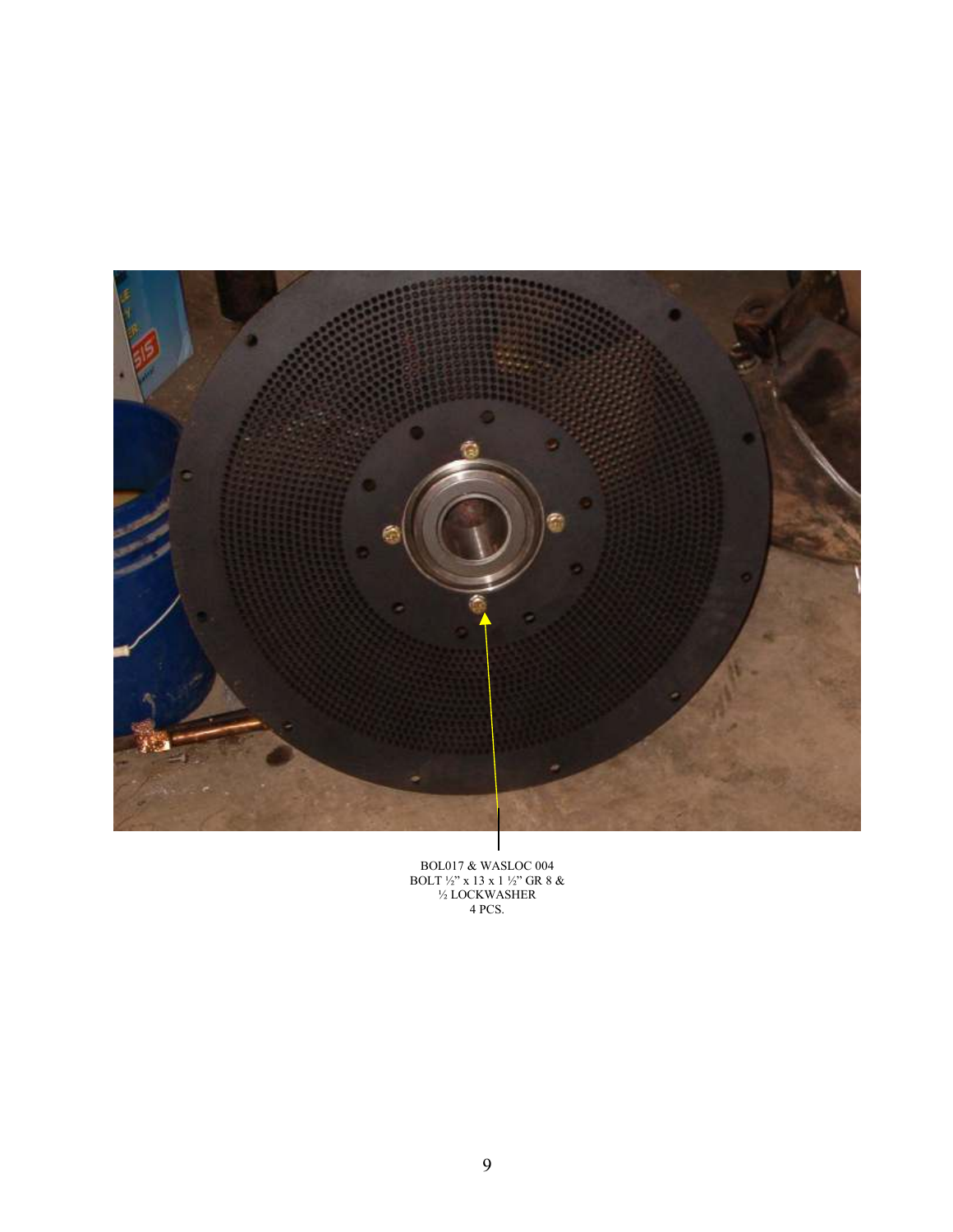BOL017 & WASLOC 004
BOLT ½" x 13 x 1 ½" GR 8 &
½ LOCKWASHER
4 PCS.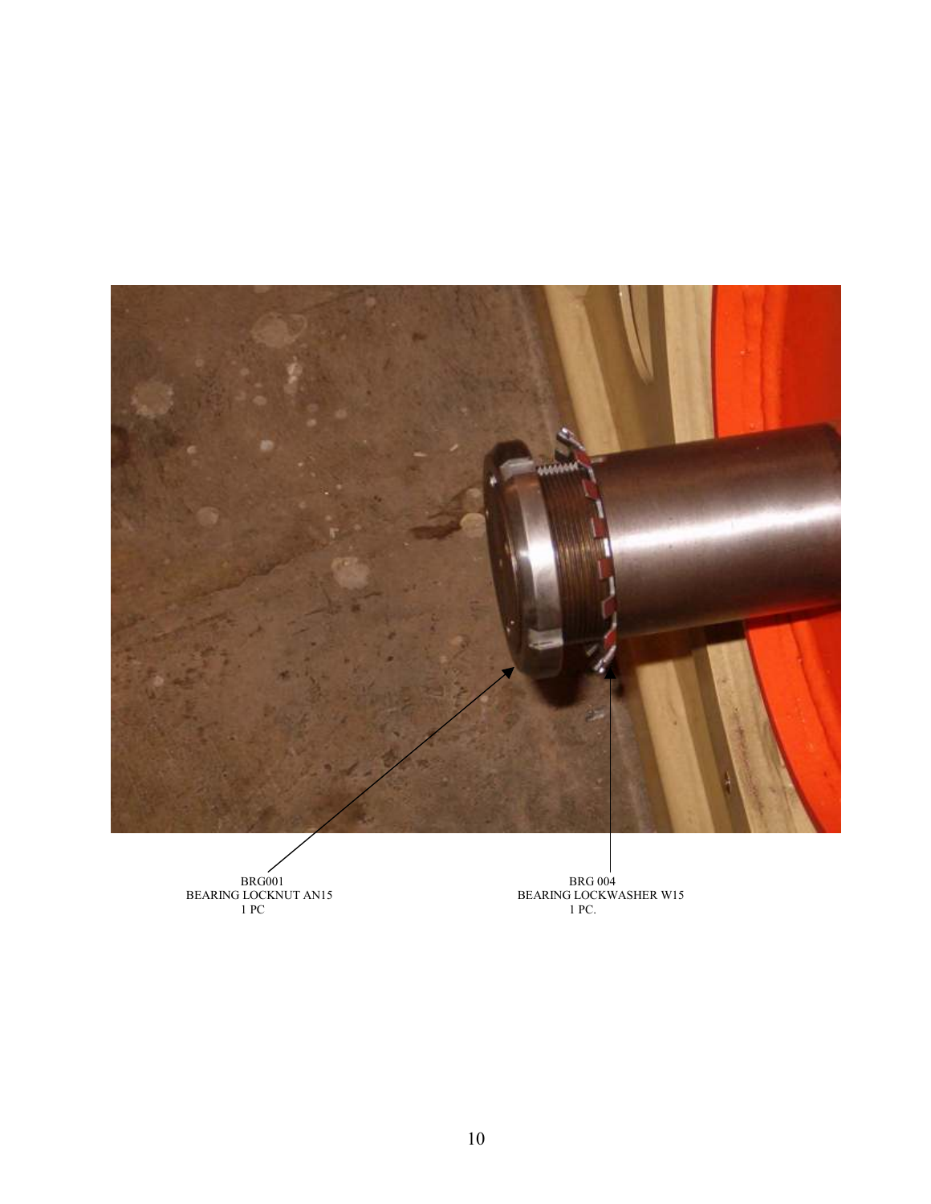BRG001
BEARING LOCKNUT AN15
1 PC

BRG 004
BEARING LOCKWASHER W15
1 PC.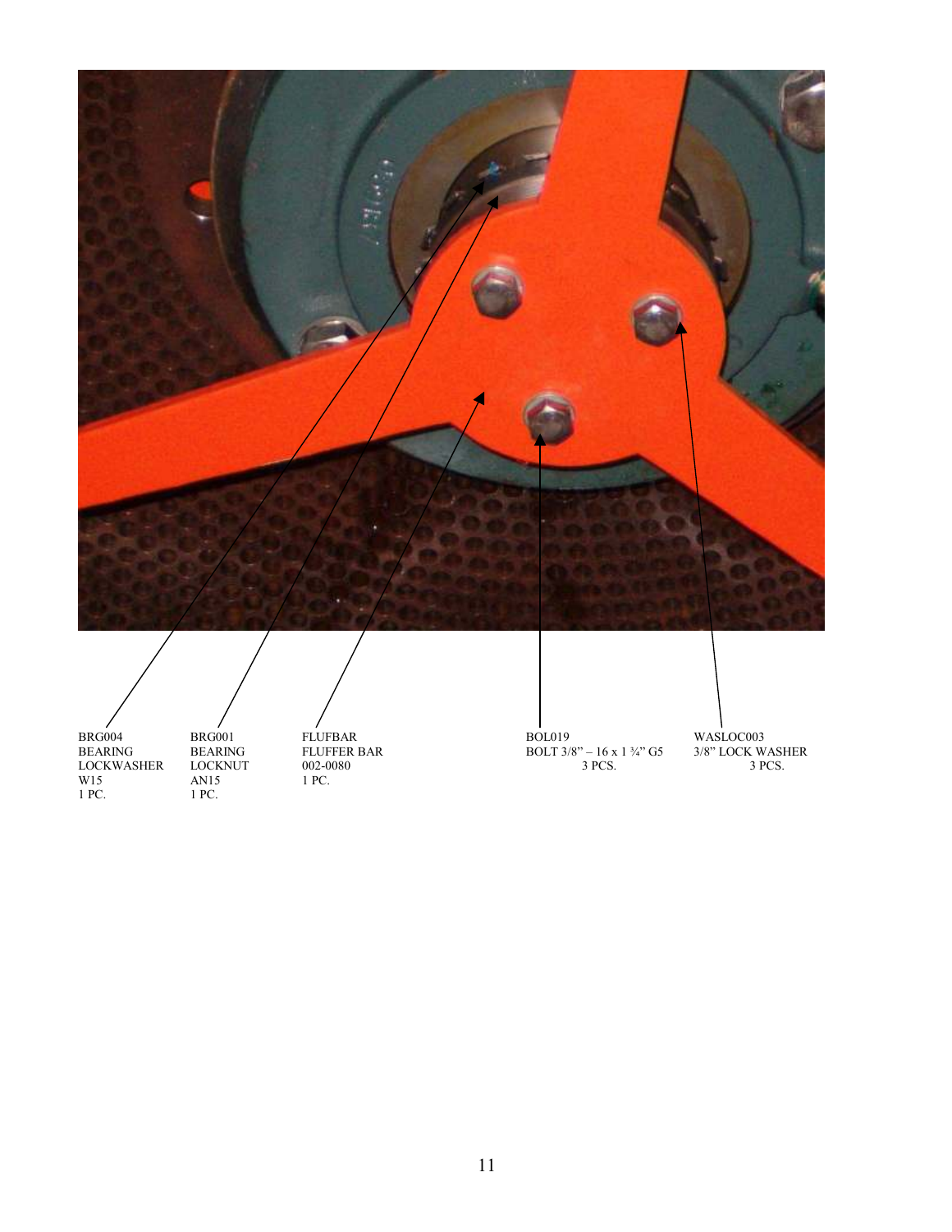BRG004
BEARING
LOCKWASHER
W15
1 PC.

BRG001
BEARING
LOCKNUT
AN15
1 PC.

FLUFBAR
FLUFFER BAR
002-0080
1 PC.

BOL019
BOLT 3/8" – 16 x 1 ¾" G5
3 PCS.

WASLOC003
3/8" LOCK WASHER
3 PCS.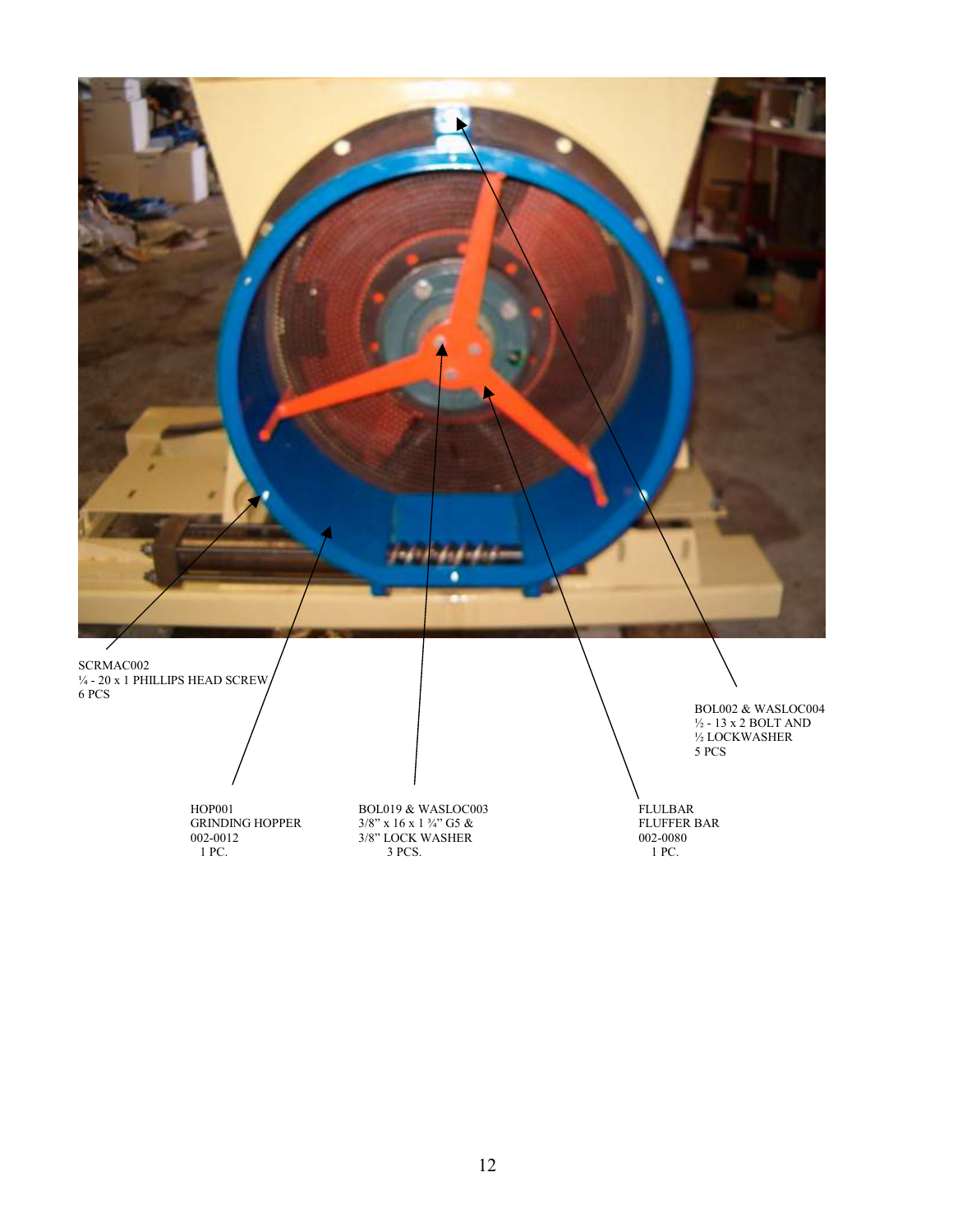SCRMAC002
¼ - 20 x 1 PHILLIPS HEAD SCREW
6 PCS

BOL002 & WASLOC004
½ - 13 x 2 BOLT AND
½ LOCKWASHER
5 PCS

HOP001
GRINDING HOPPER
002-0012
1 PC.

BOL019 & WASLOC003
3/8" x 16 x 1 ¾" G5 &
3/8" LOCK WASHER
3 PCS.

FLULBAR
FLUFFER BAR
002-0080
1 PC.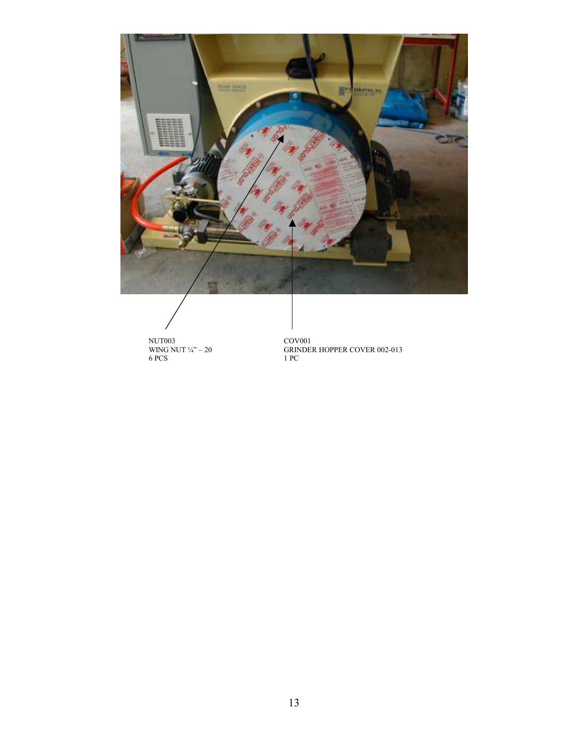NUT003
WING NUT ¼" – 20
6 PCS

COV001
GRINDER HOPPER COVER 002-013
1 PC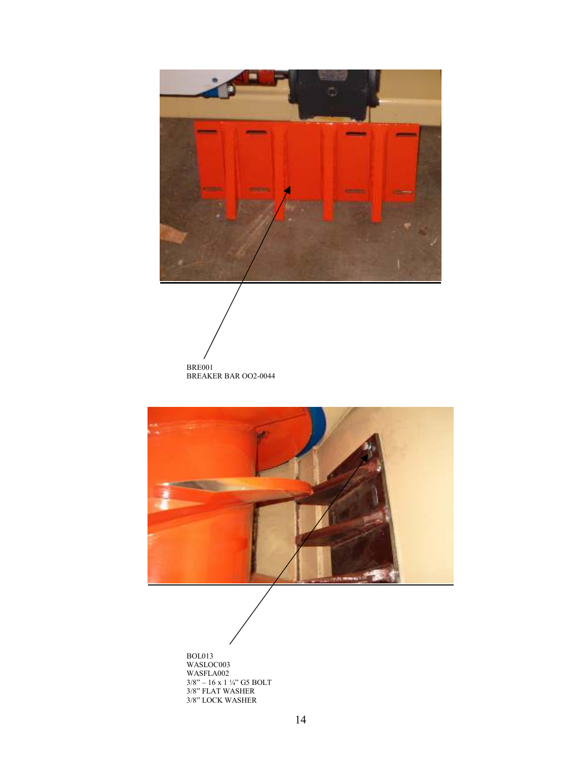BRE001
BREAKER BAR OO2-0044

BOL013
WASLOC003
WASFLA002
3/8" – 16 x 1 ¼" G5 BOLT
3/8" FLAT WASHER
3/8" LOCK WASHER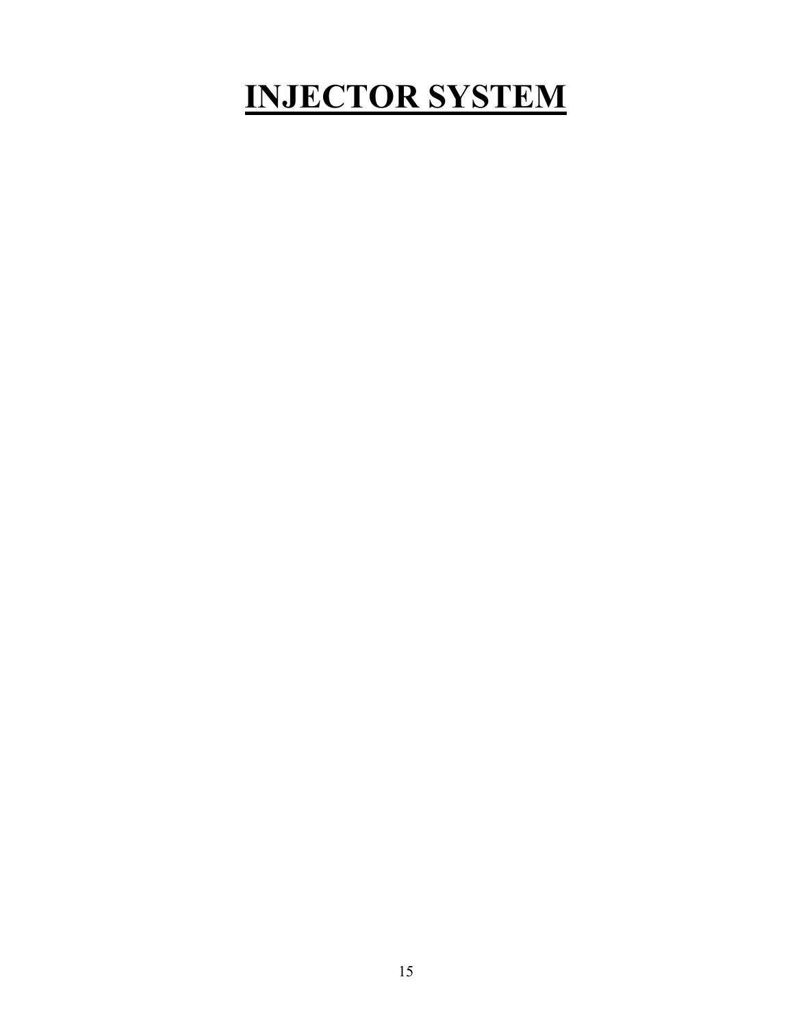# INJECTOR SYSTEM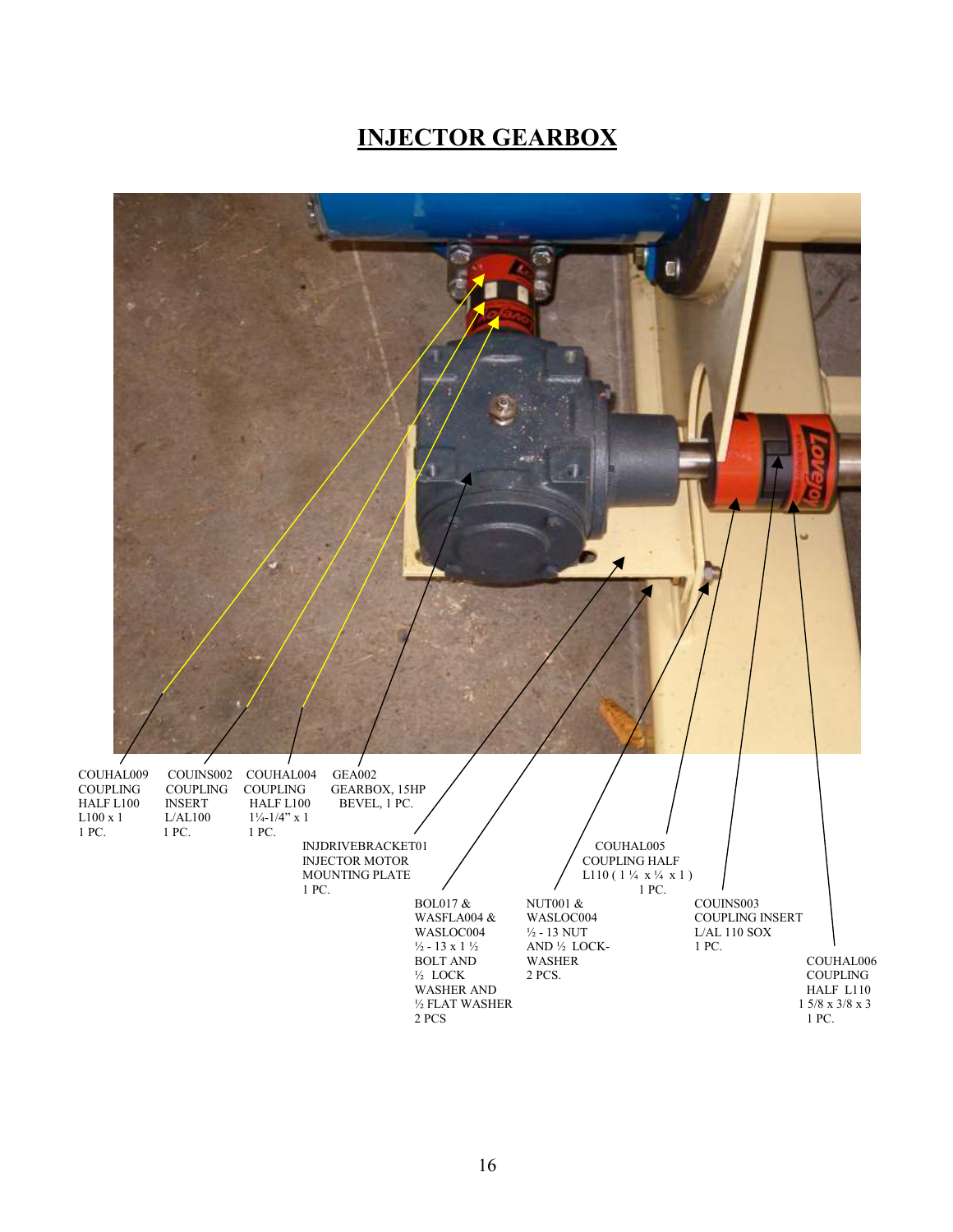# INJECTOR GEARBOX

COUHAL009
COUPLING
HALF L100
L100 x 1
1 PC.

COUINS002
COUPLING
INSERT
L/AL100
1 PC.

COUHAL004
COUPLING
HALF L100
1¼-1/4" x 1
1 PC.

GEA002
GEARBOX, 15HP
BEVEL, 1 PC.

INJDRIVEBRACKET01
INJECTOR MOTOR
MOUNTING PLATE
1 PC.

COUHAL005
COUPLING HALF
L110 ( 1 ¼ x ¼ x 1 )
1 PC.

BOL017 &
WASFLA004 &
WASLOC004
½ - 13 x 1 ½
BOLT AND
½ LOCK
WASHER AND
½ FLAT WASHER
2 PCS

NUT001 &
WASLOC004
½ - 13 NUT
AND ½ LOCK-
WASHER
2 PCS.

COUINS003
COUPLING INSERT
L/AL 110 SOX
1 PC.

COUHAL006
COUPLING
HALF L110
1 5/8 x 3/8 x 3
1 PC.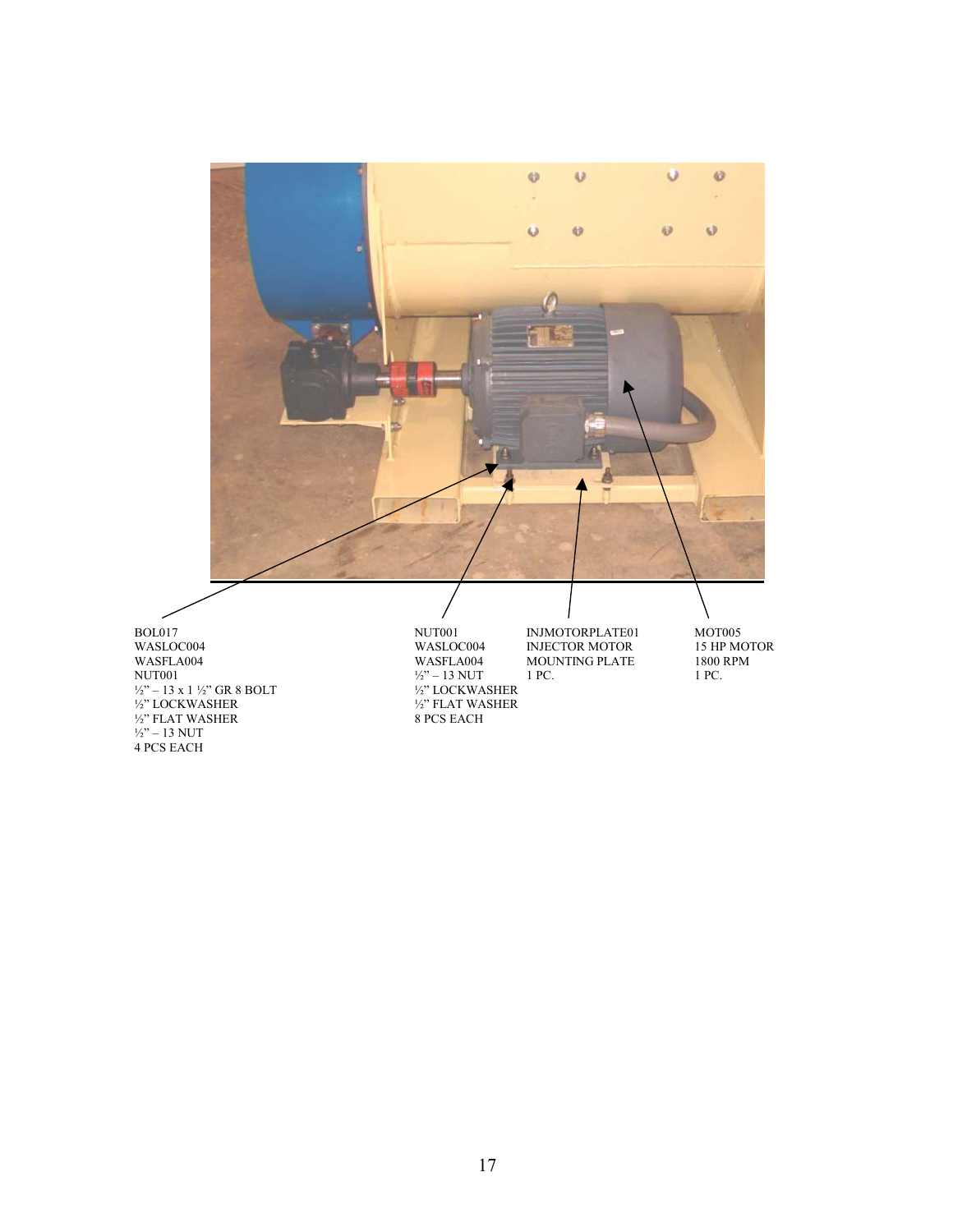BOL017
WASLOC004
WASFLA004
NUT001
½" – 13 x 1 ½" GR 8 BOLT
½" LOCKWASHER
½" FLAT WASHER
½" – 13 NUT
4 PCS EACH

NUT001
WASLOC004
WASFLA004
½" – 13 NUT
½" LOCKWASHER
½" FLAT WASHER
8 PCS EACH

INJMOTORPLATE01
INJECTOR MOTOR
MOUNTING PLATE
1 PC.

MOT005
15 HP MOTOR
1800 RPM
1 PC.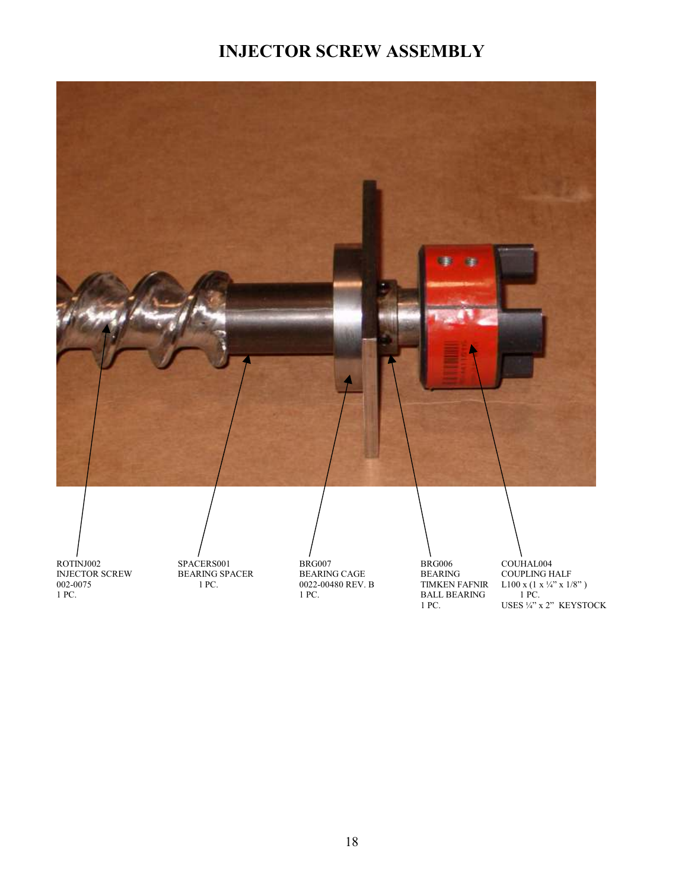# INJECTOR SCREW ASSEMBLY

ROTINJ002
INJECTOR SCREW
002-0075
1 PC.

SPACERS001
BEARING SPACER
1 PC.

BRG007
BEARING CAGE
0022-00480 REV. B
1 PC.

BRG006
BEARING
TIMKEN FAFNIR
BALL BEARING
1 PC.

COUHAL004
COUPLING HALF
L100 x (1 x ¼" x 1/8" )
1 PC.
USES ¼" x 2" KEYSTOCK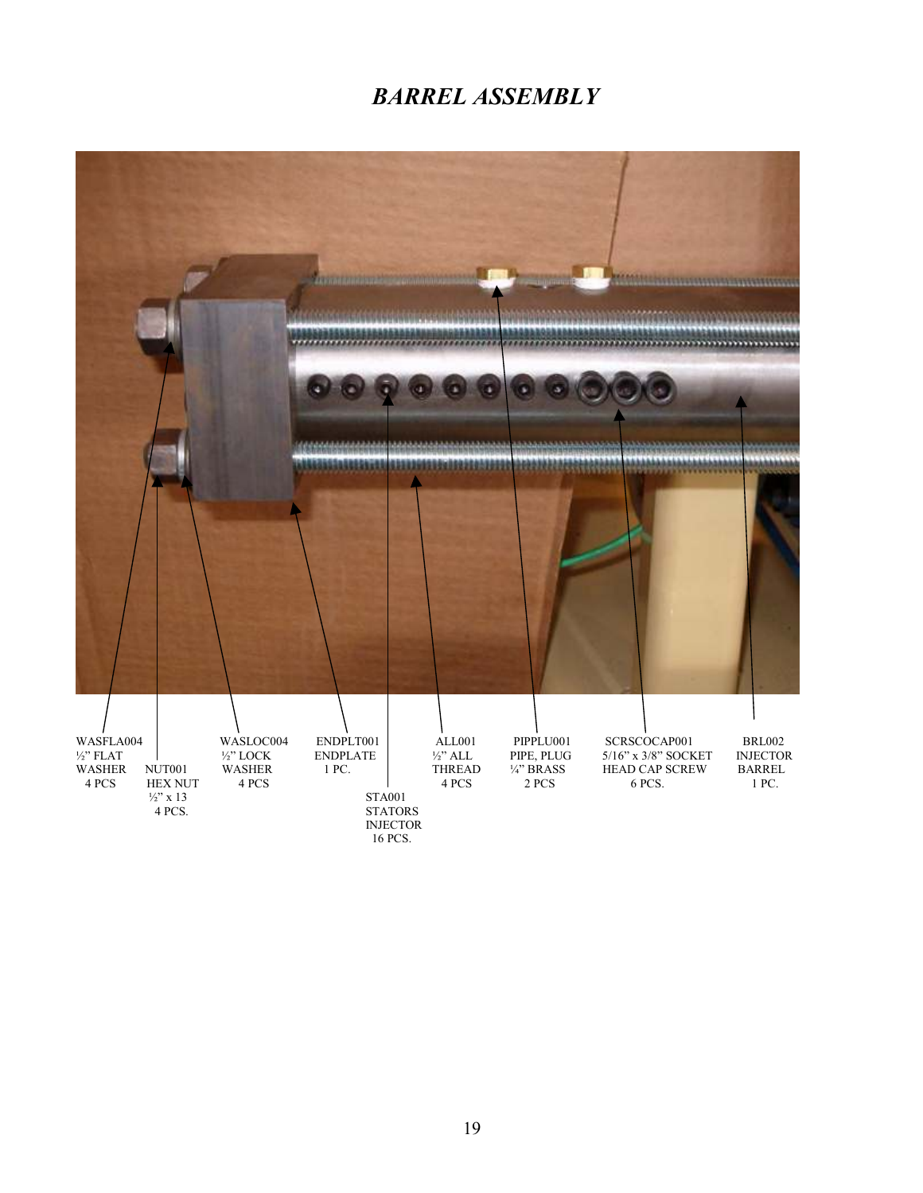# *BARREL ASSEMBLY*

WASFLA004
½" FLAT
WASHER
4 PCS

NUT001
HEX NUT
½" x 13
4 PCS.

WASLOC004
½" LOCK
WASHER
4 PCS

ENDPLT001
ENDPLATE
1 PC.

STA001
STATORS
INJECTOR
16 PCS.

ALL001
½" ALL
THREAD
4 PCS

PIPPLU001
PIPE, PLUG
¼" BRASS
2 PCS

SCRSCOCAP001
5/16" x 3/8" SOCKET
HEAD CAP SCREW
6 PCS.

BRL002
INJECTOR
BARREL
1 PC.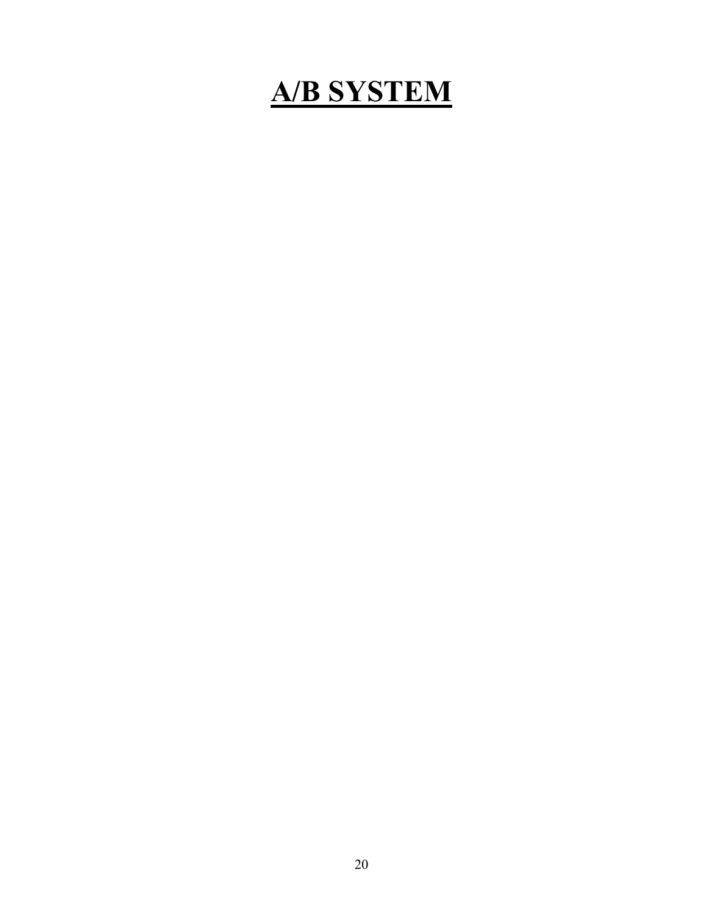# A/B SYSTEM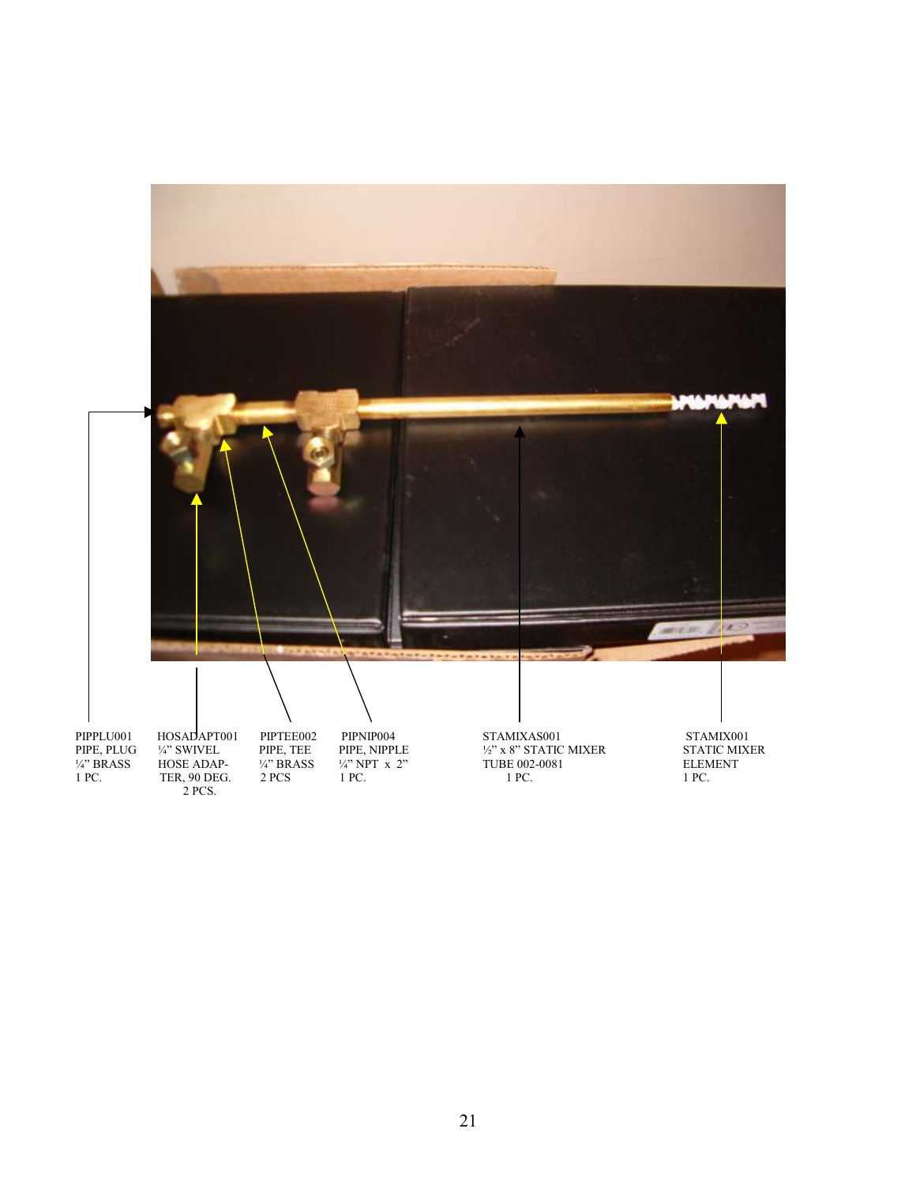PIPPLU001
PIPE, PLUG
¼" BRASS
1 PC.

HOSADAPT001
¼" SWIVEL
HOSE ADAPTER, 90 DEG.
2 PCS.

PIPTEE002
PIPE, TEE
¼" BRASS
2 PCS

PIPNIP004
PIPE, NIPPLE
¼" NPT x 2"
1 PC.

STAMIXAS001
½" x 8" STATIC MIXER
TUBE 002-0081
1 PC.

STAMIX001
STATIC MIXER
ELEMENT
1 PC.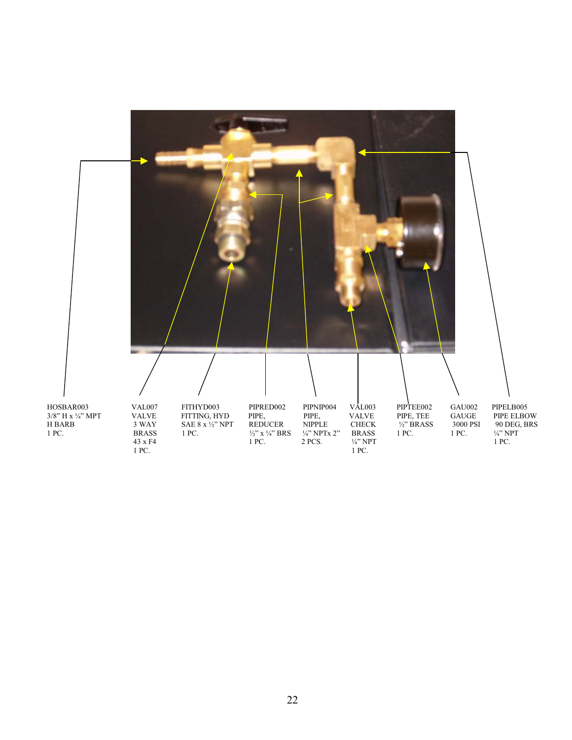| HOSBAR003 | VAL007 | FITHYD003 | PIPRED002 | PIPNIP004 | VAL003 | PIPTEE002 | GAU002 | PIPELB005 |
|---|---|---|---|---|---|---|---|---|
| 3/8" H x ¼" MPT | VALVE | FITTING, HYD | PIPE, | PIPE, | VALVE | PIPE, TEE | GAUGE | PIPE ELBOW |
| H BARB | 3 WAY | SAE 8 x ½" NPT | REDUCER | NIPPLE | CHECK | ½" BRASS | 3000 PSI | 90 DEG, BRS |
| 1 PC. | BRASS | 1 PC. | ½" x ¼" BRS | ¼" NPTx 2" | BRASS | 1 PC. | 1 PC. | ¼" NPT |
| | 43 x F4 | | 1 PC. | 2 PCS. | ¼" NPT | | | 1 PC. |
| | 1 PC. | | | | 1 PC. | | | |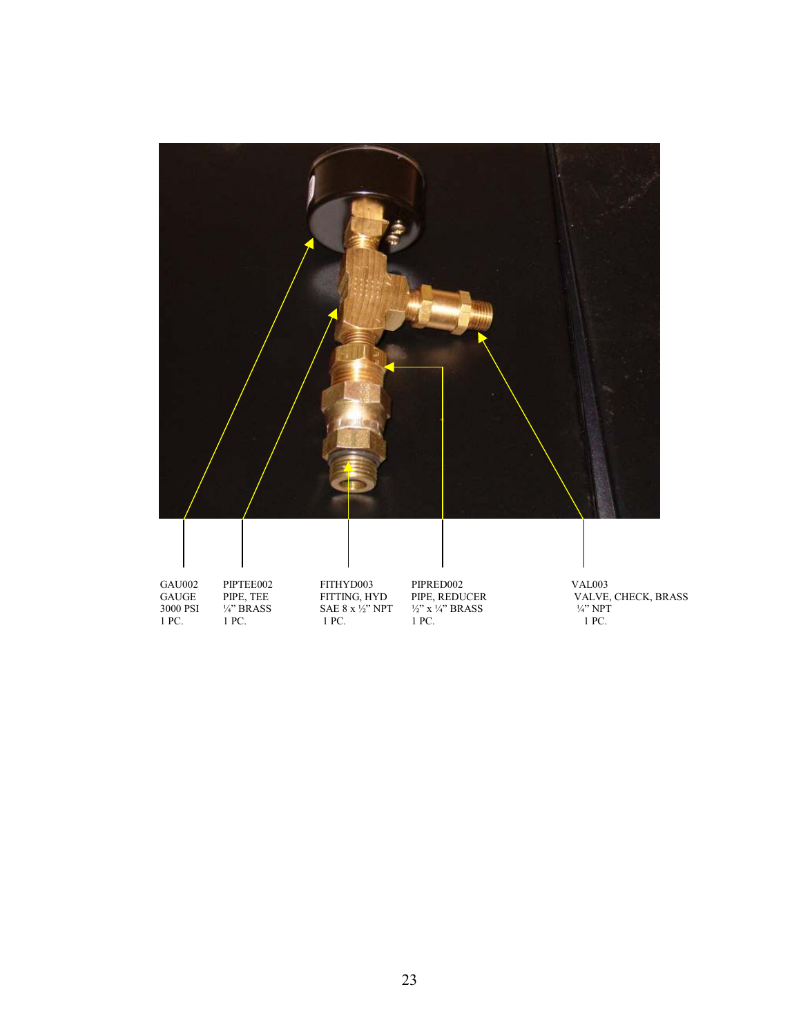| GAU002 | PIPTEE002 | FITHYD003 | PIPRED002 | VAL003 |
| --- | --- | --- | --- | --- |
| GAUGE | PIPE, TEE | FITTING, HYD | PIPE, REDUCER | VALVE, CHECK, BRASS |
| 3000 PSI | ¼" BRASS | SAE 8 x ½" NPT | ½" x ¼" BRASS | ¼" NPT |
| 1 PC. | 1 PC. | 1 PC. | 1 PC. | 1 PC. |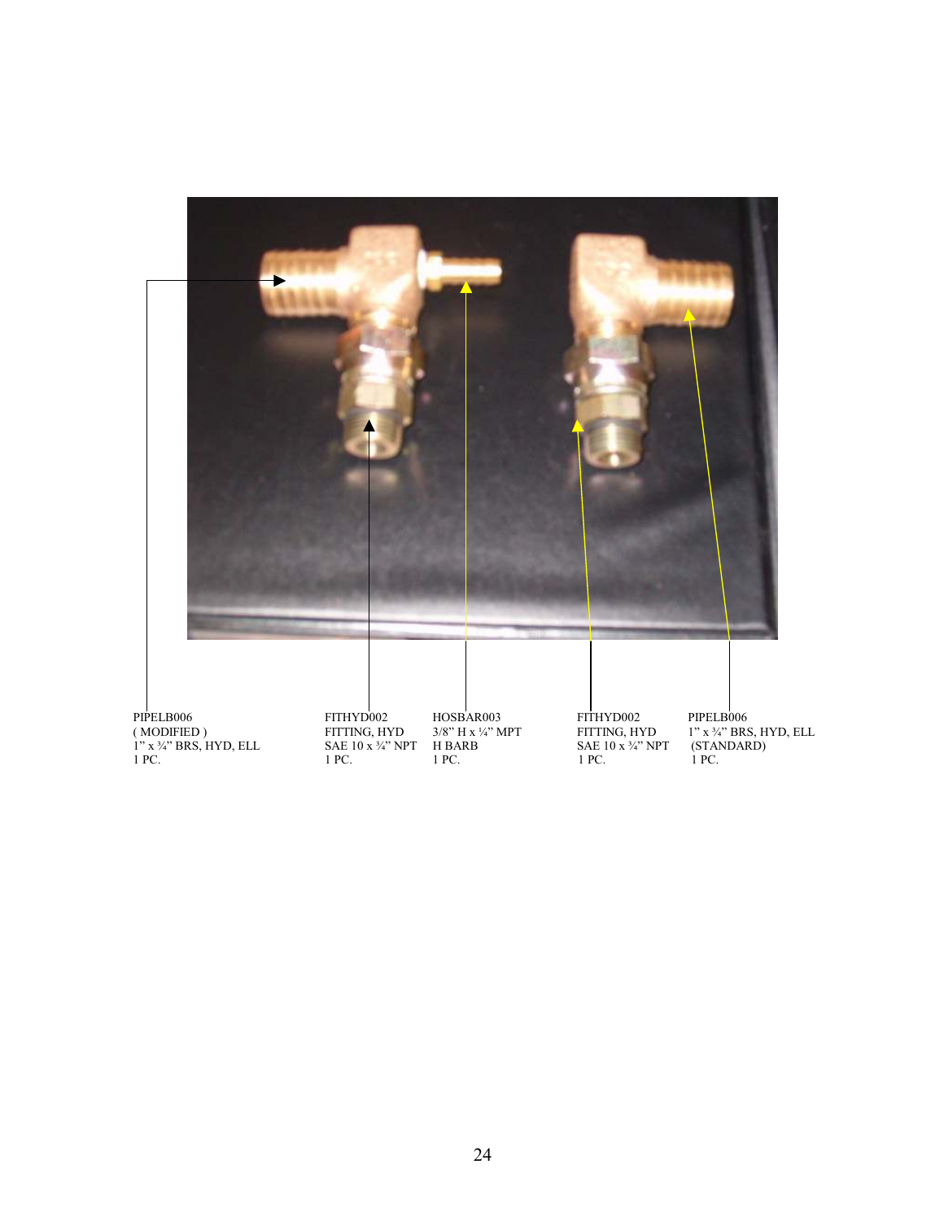PIPELB006
( MODIFIED )
1" x ¾" BRS, HYD, ELL
1 PC.

FITHYD002
FITTING, HYD
SAE 10 x ¾" NPT
1 PC.

HOSBAR003
3/8" H x ¼" MPT
H BARB
1 PC.

FITHYD002
FITTING, HYD
SAE 10 x ¾" NPT
1 PC.

PIPELB006
1" x ¾" BRS, HYD, ELL
(STANDARD)
1 PC.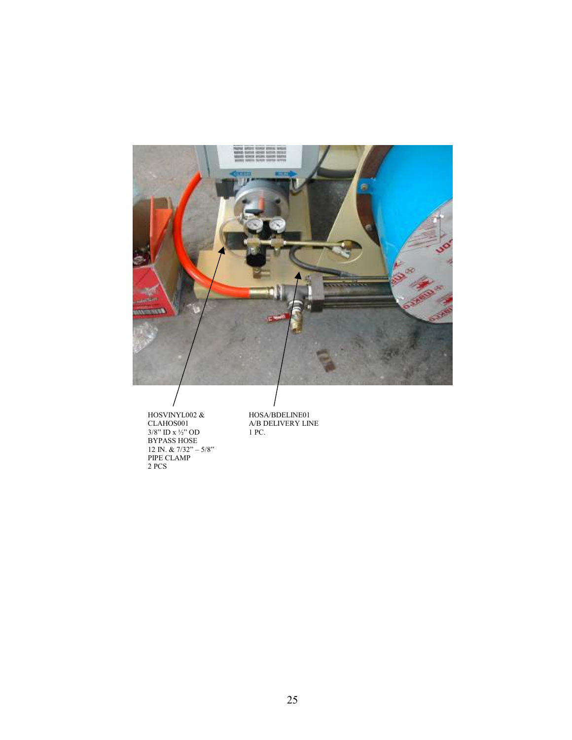HOSVINYL002 &
CLAHOS001
3/8" ID x ½" OD
BYPASS HOSE
12 IN. & 7/32" – 5/8"
PIPE CLAMP
2 PCS

HOSA/BDELINE01
A/B DELIVERY LINE
1 PC.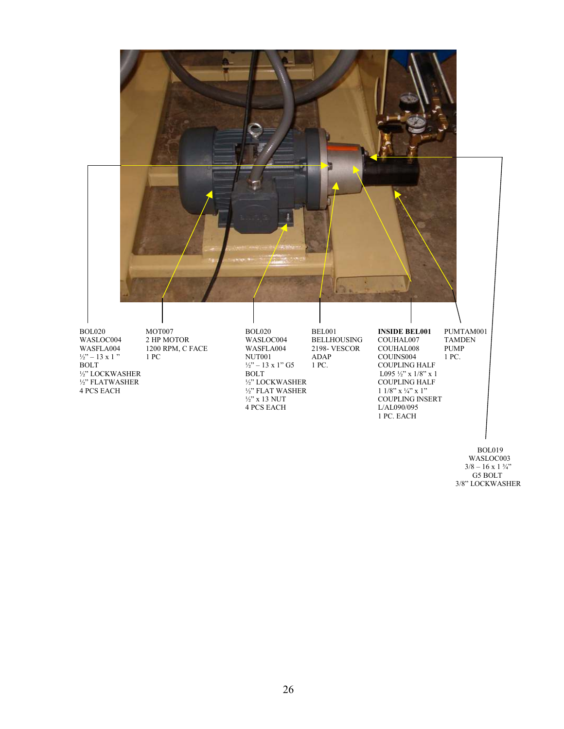BOL020
WASLOC004
WASFLA004
½" – 13 x 1 "
BOLT
½" LOCKWASHER
½" FLATWASHER
4 PCS EACH

MOT007
2 HP MOTOR
1200 RPM, C FACE
1 PC

BOL020
WASLOC004
WASFLA004
NUT001
½" – 13 x 1" G5
BOLT
½" LOCKWASHER
½" FLAT WASHER
½" x 13 NUT
4 PCS EACH

BEL001
BELLHOUSING
2198- VESCOR
ADAP
1 PC.

**INSIDE BEL001**
COUHAL007
COUHAL008
COUINS004
COUPLING HALF
L095 ½" x 1/8" x 1
COUPLING HALF
1 1/8" x ¼" x 1"
COUPLING INSERT
L/AL090/095
1 PC. EACH

PUMTAM001
TAMDEN
PUMP
1 PC.

BOL019
WASLOC003
3/8 – 16 x 1 ¾"
G5 BOLT
3/8" LOCKWASHER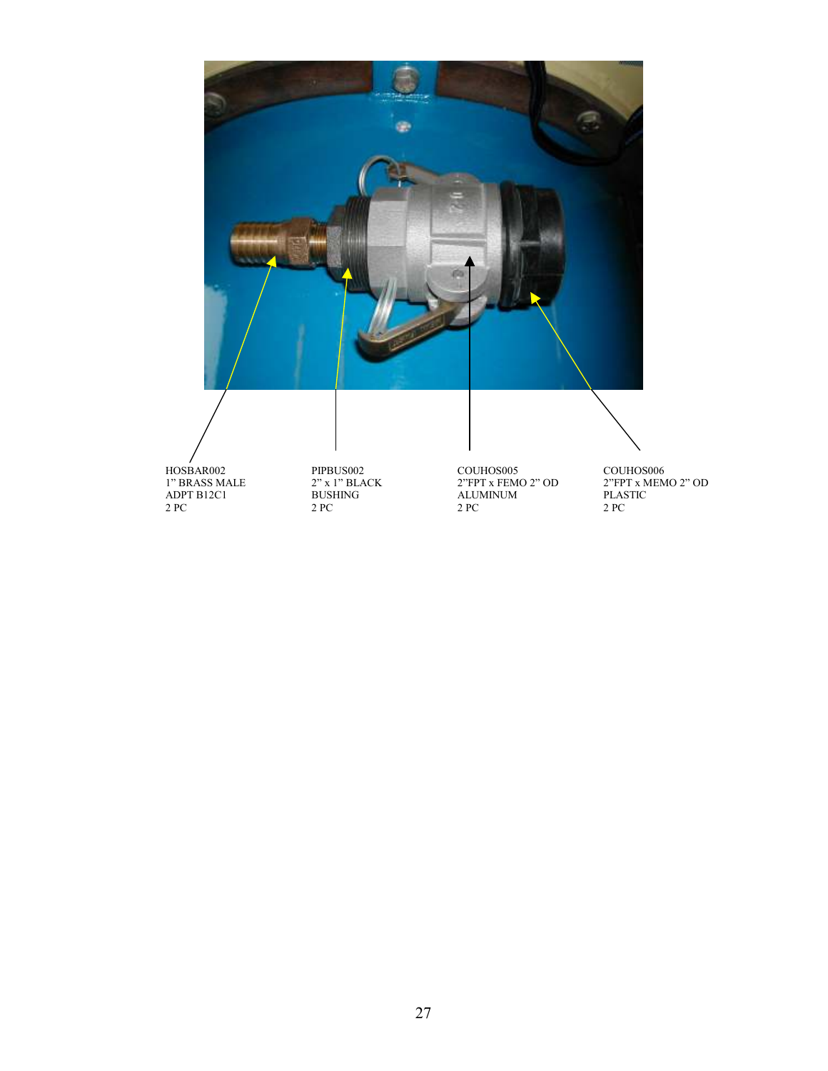HOSBAR002
1" BRASS MALE
ADPT B12C1
2 PC

PIPBUS002
2" x 1" BLACK
BUSHING
2 PC

COUHOS005
2"FPT x FEMO 2" OD
ALUMINUM
2 PC

COUHOS006
2"FPT x MEMO 2" OD
PLASTIC
2 PC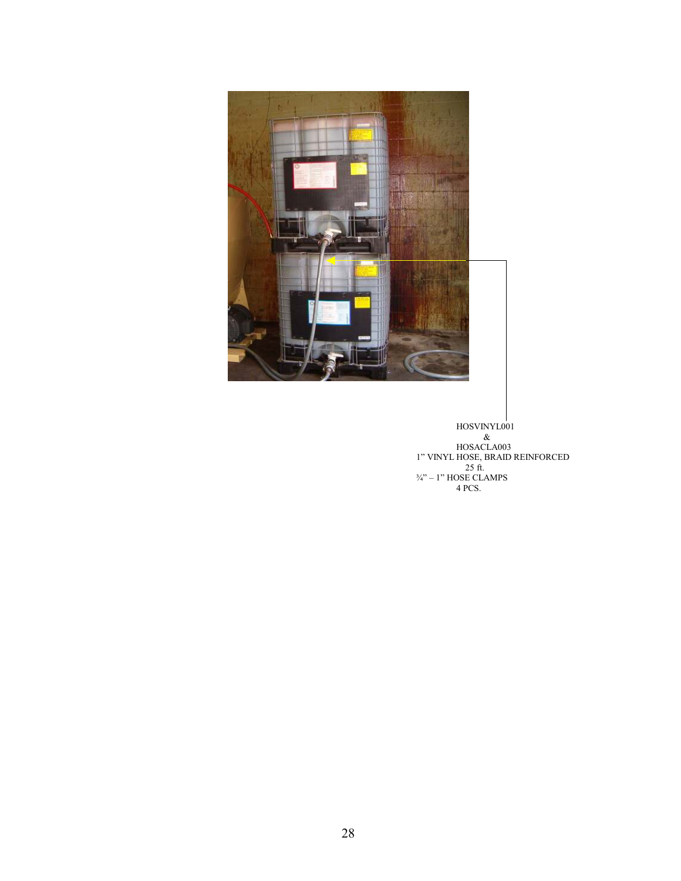HOSVINYL001
&
HOSACLA003
1" VINYL HOSE, BRAID REINFORCED
25 ft.
¾" – 1" HOSE CLAMPS
4 PCS.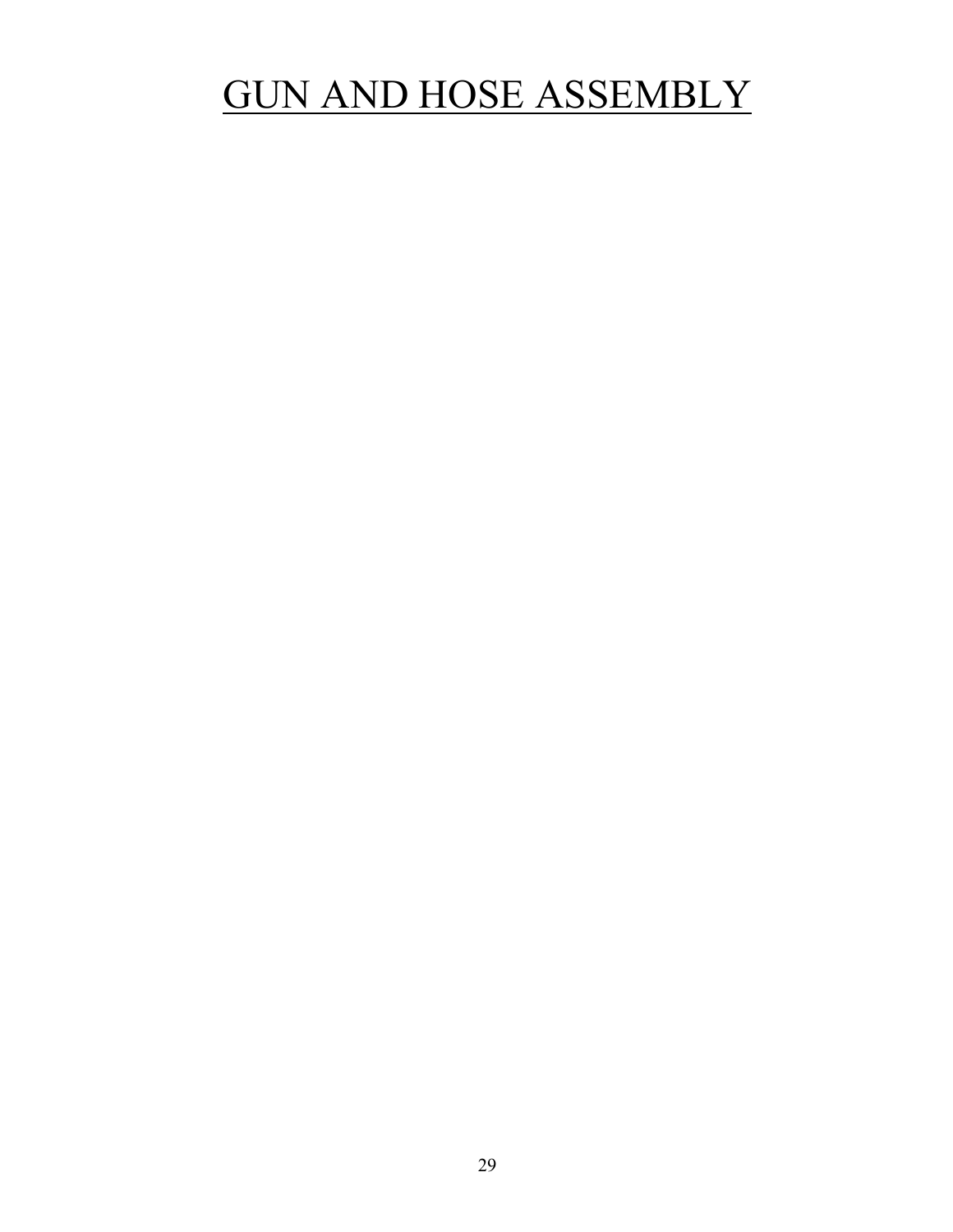# GUN AND HOSE ASSEMBLY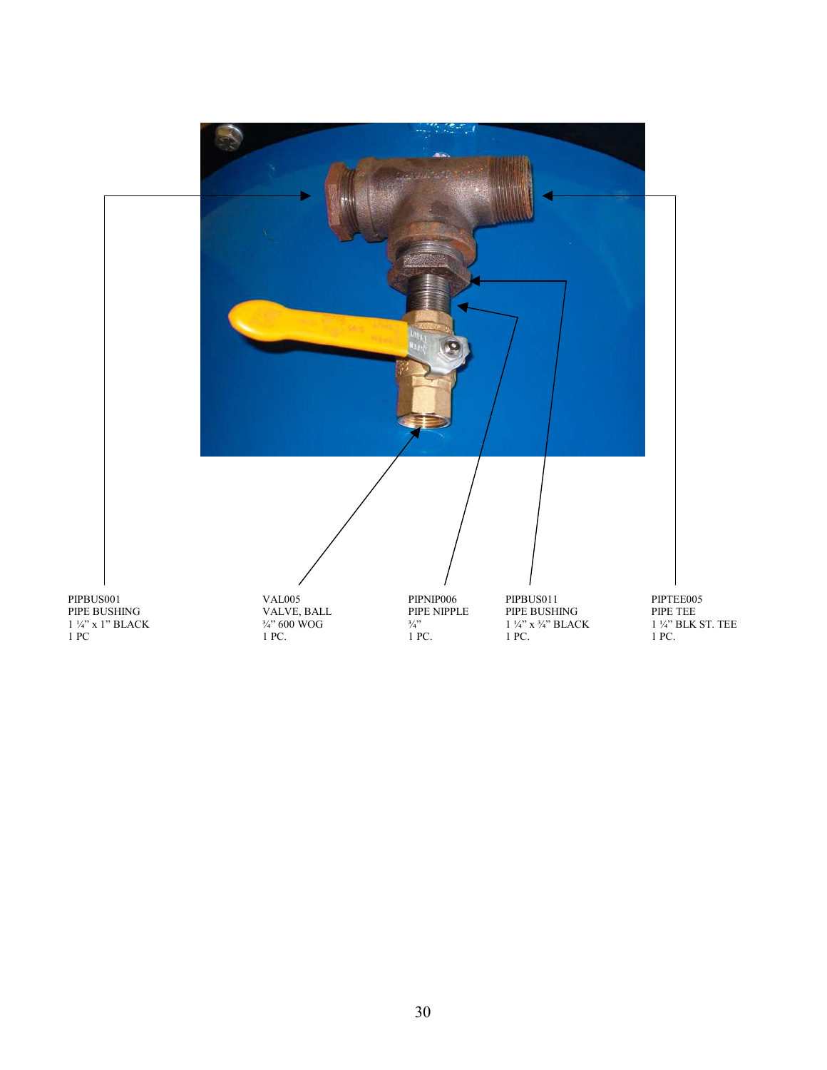PIPBUS001
PIPE BUSHING
1 ¼" x 1" BLACK
1 PC

VAL005
VALVE, BALL
¾" 600 WOG
1 PC.

PIPNIP006
PIPE NIPPLE
¾"
1 PC.

PIPBUS011
PIPE BUSHING
1 ¼" x ¾" BLACK
1 PC.

PIPTEE005
PIPE TEE
1 ¼" BLK ST. TEE
1 PC.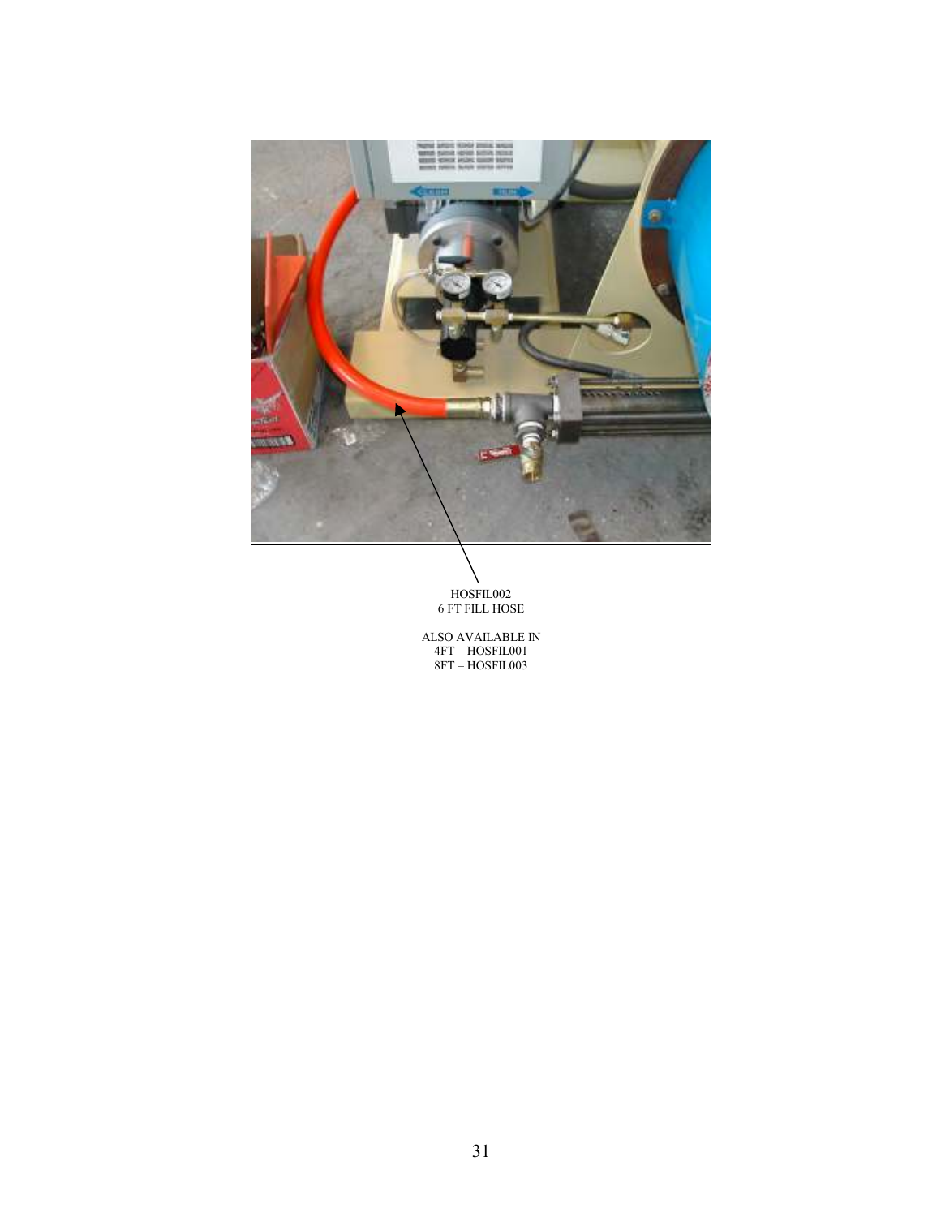HOSFIL002
6 FT FILL HOSE

ALSO AVAILABLE IN
4FT – HOSFIL001
8FT – HOSFIL003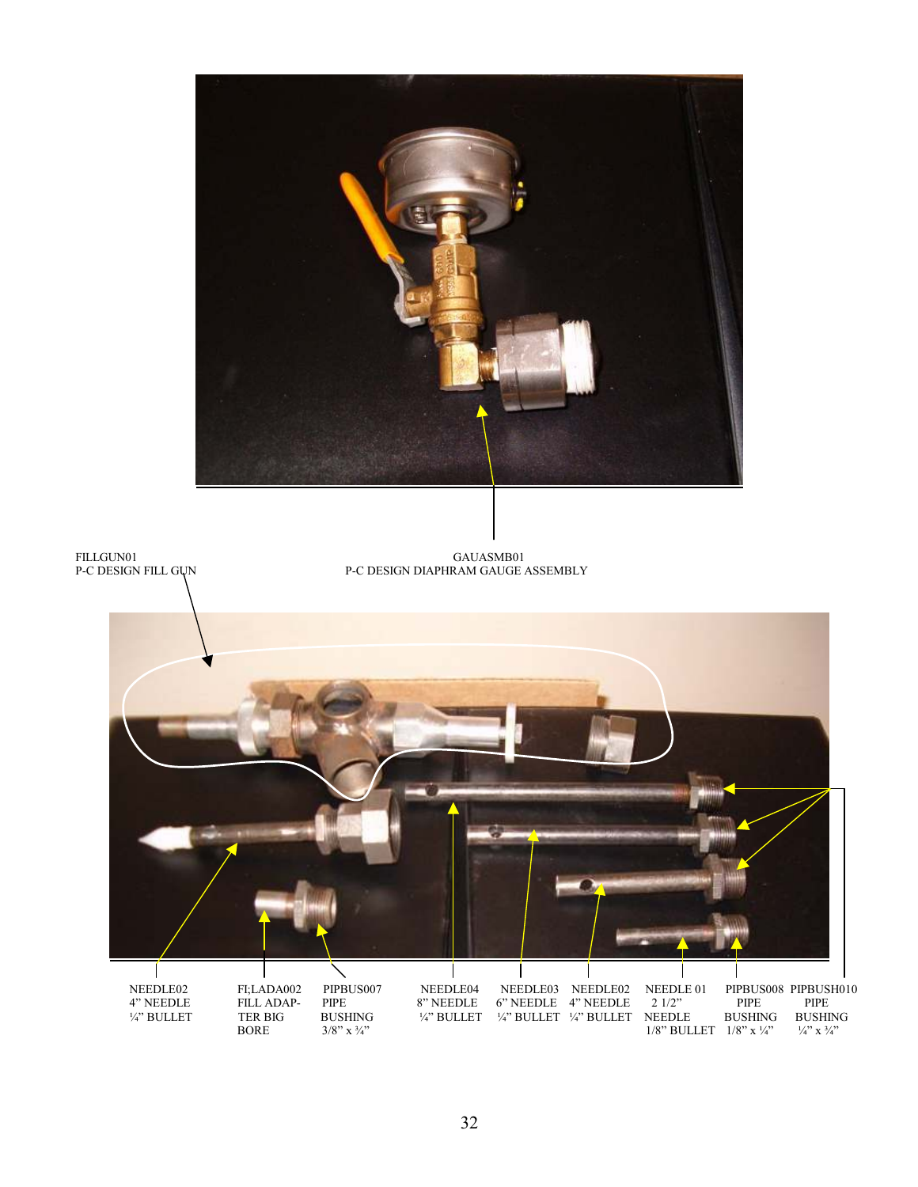GAUASMB01
P-C DESIGN DIAPHRAM GAUGE ASSEMBLY

FILLGUN01
P-C DESIGN FILL GUN

NEEDLE02
4" NEEDLE
¼" BULLET

FI;LADA002
FILL ADAP-
TER BIG
BORE

PIPBUS007
PIPE
BUSHING
3/8" x ¾"

NEEDLE04
8" NEEDLE
¼" BULLET

NEEDLE03
6" NEEDLE
¼" BULLET

NEEDLE02
4" NEEDLE
¼" BULLET

NEEDLE 01
2 1/2"
NEEDLE
1/8" BULLET

PIPBUS008
PIPE
BUSHING
1/8" x ¼"

PIPBUSH010
PIPE
BUSHING
¼" x ¾"